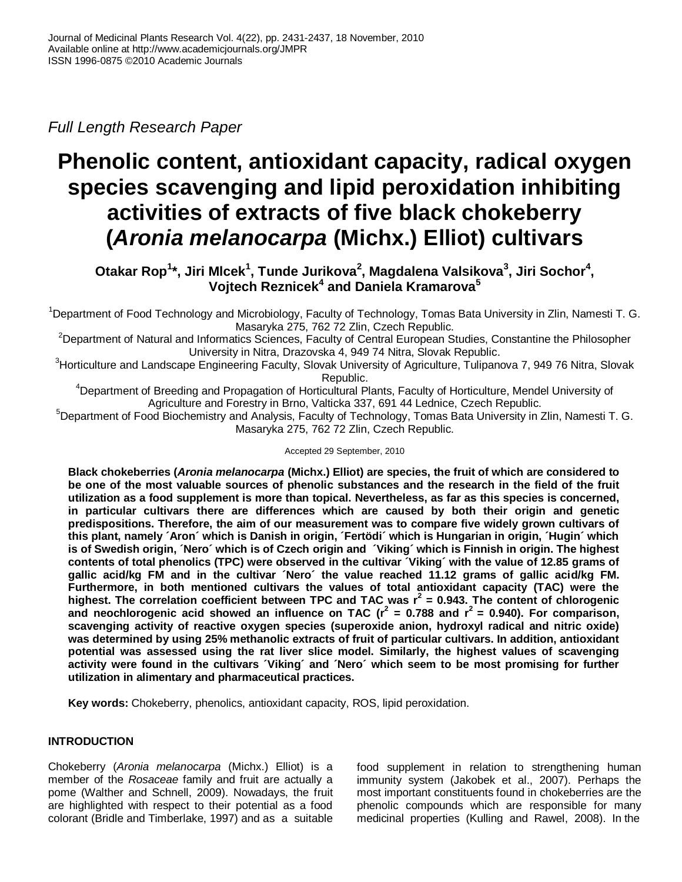*Full Length Research Paper*

# Phenolic content, antioxidant capacity, radical oxygen species scavenging and lipid peroxidation inhibiting activities of extracts of five black chokeberry (*Aronia melanocarpa* (Michx.) Elliot) cultivars

**Otakar Rop[1]*, Jiri Mlcek[1], Tunde Jurikova[2], Magdalena Valsikova[3], Jiri Sochor[4], Vojtech Reznicek[4] and Daniela Kramarova[5]**

[1]Department of Food Technology and Microbiology, Faculty of Technology, Tomas Bata University in Zlin, Namesti T. G. Masaryka 275, 762 72 Zlin, Czech Republic.

[2]Department of Natural and Informatics Sciences, Faculty of Central European Studies, Constantine the Philosopher University in Nitra, Drazovska 4, 949 74 Nitra, Slovak Republic.

[3]Horticulture and Landscape Engineering Faculty, Slovak University of Agriculture, Tulipanova 7, 949 76 Nitra, Slovak Republic.

[4]Department of Breeding and Propagation of Horticultural Plants, Faculty of Horticulture, Mendel University of Agriculture and Forestry in Brno, Valticka 337, 691 44 Lednice, Czech Republic.

[5]Department of Food Biochemistry and Analysis, Faculty of Technology, Tomas Bata University in Zlin, Namesti T. G. Masaryka 275, 762 72 Zlin, Czech Republic.

Accepted 29 September, 2010

**Black chokeberries (*Aronia melanocarpa* (Michx.) Elliot) are species, the fruit of which are considered to be one of the most valuable sources of phenolic substances and the research in the field of the fruit utilization as a food supplement is more than topical. Nevertheless, as far as this species is concerned, in particular cultivars there are differences which are caused by both their origin and genetic predispositions. Therefore, the aim of our measurement was to compare five widely grown cultivars of this plant, namely ´Aron´ which is Danish in origin, ´Fertödi´ which is Hungarian in origin, ´Hugin´ which is of Swedish origin, ´Nero´ which is of Czech origin and ´Viking´ which is Finnish in origin. The highest contents of total phenolics (TPC) were observed in the cultivar ´Viking´ with the value of 12.85 grams of gallic acid/kg FM and in the cultivar ´Nero´ the value reached 11.12 grams of gallic acid/kg FM. Furthermore, in both mentioned cultivars the values of total antioxidant capacity (TAC) were the highest. The correlation coefficient between TPC and TAC was $r^2$ = 0.943. The content of chlorogenic and neochlorogenic acid showed an influence on TAC ($r^2$ = 0.788 and $r^2$ = 0.940). For comparison, scavenging activity of reactive oxygen species (superoxide anion, hydroxyl radical and nitric oxide) was determined by using 25% methanolic extracts of fruit of particular cultivars. In addition, antioxidant potential was assessed using the rat liver slice model. Similarly, the highest values of scavenging activity were found in the cultivars ´Viking´ and ´Nero´ which seem to be most promising for further utilization in alimentary and pharmaceutical practices.**

**Key words:** Chokeberry, phenolics, antioxidant capacity, ROS, lipid peroxidation.

## INTRODUCTION

Chokeberry (*Aronia melanocarpa* (Michx.) Elliot) is a member of the *Rosaceae* family and fruit are actually a pome (Walther and Schnell, 2009). Nowadays, the fruit are highlighted with respect to their potential as a food colorant (Bridle and Timberlake, 1997) and as a suitable food supplement in relation to strengthening human immunity system (Jakobek et al., 2007). Perhaps the most important constituents found in chokeberries are the phenolic compounds which are responsible for many medicinal properties (Kulling and Rawel, 2008). In the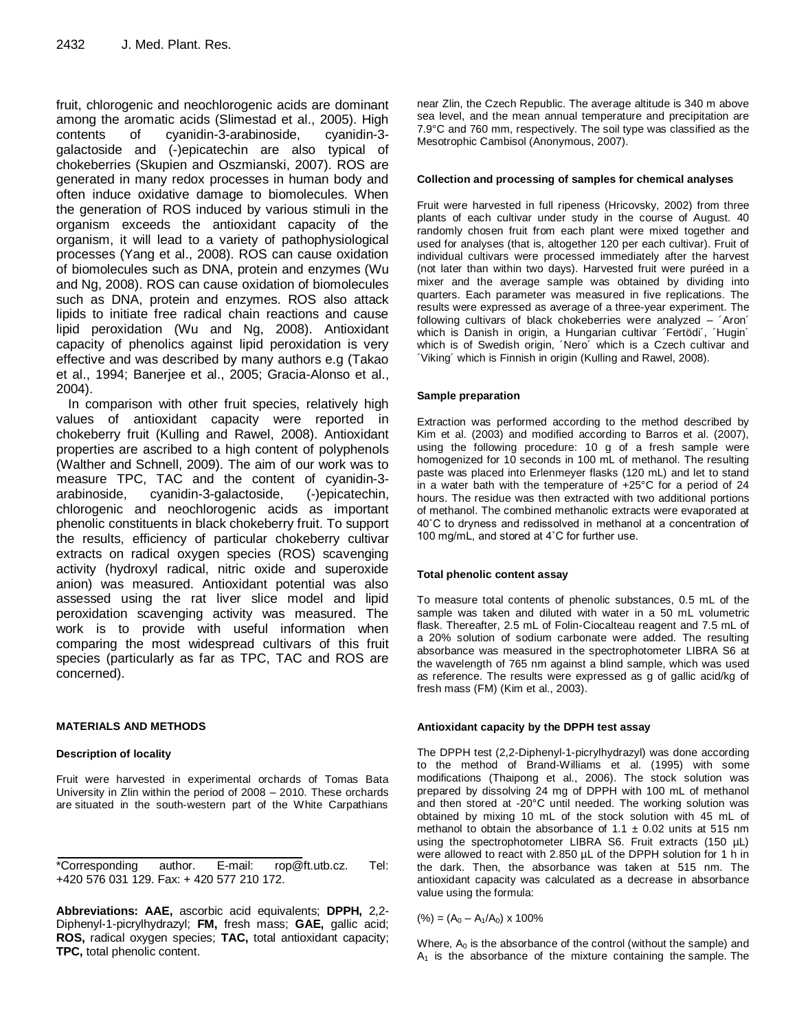fruit, chlorogenic and neochlorogenic acids are dominant among the aromatic acids (Slimestad et al., 2005). High contents of cyanidin-3-arabinoside, cyanidin-3-galactoside and (-)epicatechin are also typical of chokeberries (Skupien and Oszmianski, 2007). ROS are generated in many redox processes in human body and often induce oxidative damage to biomolecules. When the generation of ROS induced by various stimuli in the organism exceeds the antioxidant capacity of the organism, it will lead to a variety of pathophysiological processes (Yang et al., 2008). ROS can cause oxidation of biomolecules such as DNA, protein and enzymes (Wu and Ng, 2008). ROS can cause oxidation of biomolecules such as DNA, protein and enzymes. ROS also attack lipids to initiate free radical chain reactions and cause lipid peroxidation (Wu and Ng, 2008). Antioxidant capacity of phenolics against lipid peroxidation is very effective and was described by many authors e.g (Takao et al., 1994; Banerjee et al., 2005; Gracia-Alonso et al., 2004).

In comparison with other fruit species, relatively high values of antioxidant capacity were reported in chokeberry fruit (Kulling and Rawel, 2008). Antioxidant properties are ascribed to a high content of polyphenols (Walther and Schnell, 2009). The aim of our work was to measure TPC, TAC and the content of cyanidin-3-arabinoside, cyanidin-3-galactoside, (-)epicatechin, chlorogenic and neochlorogenic acids as important phenolic constituents in black chokeberry fruit. To support the results, efficiency of particular chokeberry cultivar extracts on radical oxygen species (ROS) scavenging activity (hydroxyl radical, nitric oxide and superoxide anion) was measured. Antioxidant potential was also assessed using the rat liver slice model and lipid peroxidation scavenging activity was measured. The work is to provide with useful information when comparing the most widespread cultivars of this fruit species (particularly as far as TPC, TAC and ROS are concerned).

## MATERIALS AND METHODS

### Description of locality

Fruit were harvested in experimental orchards of Tomas Bata University in Zlin within the period of 2008 – 2010. These orchards are situated in the south-western part of the White Carpathians near Zlin, the Czech Republic. The average altitude is 340 m above sea level, and the mean annual temperature and precipitation are 7.9°C and 760 mm, respectively. The soil type was classified as the Mesotrophic Cambisol (Anonymous, 2007).

### Collection and processing of samples for chemical analyses

Fruit were harvested in full ripeness (Hricovsky, 2002) from three plants of each cultivar under study in the course of August. 40 randomly chosen fruit from each plant were mixed together and used for analyses (that is, altogether 120 per each cultivar). Fruit of individual cultivars were processed immediately after the harvest (not later than within two days). Harvested fruit were puréed in a mixer and the average sample was obtained by dividing into quarters. Each parameter was measured in five replications. The results were expressed as average of a three-year experiment. The following cultivars of black chokeberries were analyzed – ´Aron´ which is Danish in origin, a Hungarian cultivar ´Fertödi´, ´Hugin´ which is of Swedish origin, ´Nero´ which is a Czech cultivar and ´Viking´ which is Finnish in origin (Kulling and Rawel, 2008).

### Sample preparation

Extraction was performed according to the method described by Kim et al. (2003) and modified according to Barros et al. (2007), using the following procedure: 10 g of a fresh sample were homogenized for 10 seconds in 100 mL of methanol. The resulting paste was placed into Erlenmeyer flasks (120 mL) and let to stand in a water bath with the temperature of +25°C for a period of 24 hours. The residue was then extracted with two additional portions of methanol. The combined methanolic extracts were evaporated at 40˚C to dryness and redissolved in methanol at a concentration of 100 mg/mL, and stored at 4˚C for further use.

### Total phenolic content assay

To measure total contents of phenolic substances, 0.5 mL of the sample was taken and diluted with water in a 50 mL volumetric flask. Thereafter, 2.5 mL of Folin-Ciocalteau reagent and 7.5 mL of a 20% solution of sodium carbonate were added. The resulting absorbance was measured in the spectrophotometer LIBRA S6 at the wavelength of 765 nm against a blind sample, which was used as reference. The results were expressed as g of gallic acid/kg of fresh mass (FM) (Kim et al., 2003).

### Antioxidant capacity by the DPPH test assay

The DPPH test (2,2-Diphenyl-1-picrylhydrazyl) was done according to the method of Brand-Williams et al. (1995) with some modifications (Thaipong et al., 2006). The stock solution was prepared by dissolving 24 mg of DPPH with 100 mL of methanol and then stored at -20°C until needed. The working solution was obtained by mixing 10 mL of the stock solution with 45 mL of methanol to obtain the absorbance of 1.1 ± 0.02 units at 515 nm using the spectrophotometer LIBRA S6. Fruit extracts (150 µL) were allowed to react with 2.850 µL of the DPPH solution for 1 h in the dark. Then, the absorbance was taken at 515 nm. The antioxidant capacity was calculated as a decrease in absorbance value using the formula:

$$(\%) = (A_0 – A_1/A_0) \times 100\%$$

Where, $A_0$ is the absorbance of the control (without the sample) and $A_1$ is the absorbance of the mixture containing the sample. The

\*Corresponding author. E-mail: rop@ft.utb.cz. Tel: +420 576 031 129. Fax: + 420 577 210 172.

**Abbreviations: AAE,** ascorbic acid equivalents; **DPPH,** 2,2-Diphenyl-1-picrylhydrazyl; **FM,** fresh mass; **GAE,** gallic acid; **ROS,** radical oxygen species; **TAC,** total antioxidant capacity; **TPC,** total phenolic content.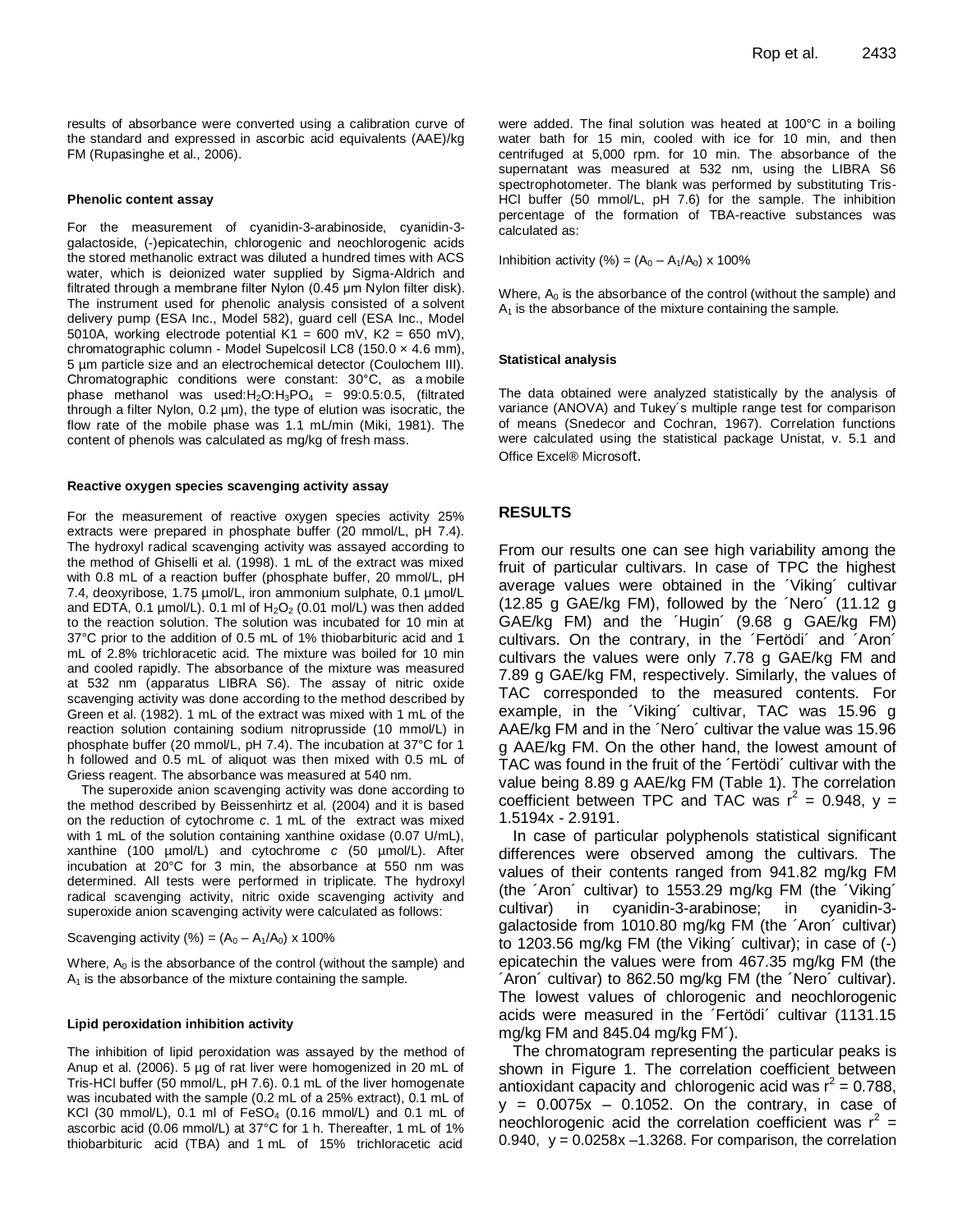results of absorbance were converted using a calibration curve of the standard and expressed in ascorbic acid equivalents (AAE)/kg FM (Rupasinghe et al., 2006).

#### Phenolic content assay

For the measurement of cyanidin-3-arabinoside, cyanidin-3-galactoside, (-)epicatechin, chlorogenic and neochlorogenic acids the stored methanolic extract was diluted a hundred times with ACS water, which is deionized water supplied by Sigma-Aldrich and filtrated through a membrane filter Nylon (0.45 µm Nylon filter disk). The instrument used for phenolic analysis consisted of a solvent delivery pump (ESA Inc., Model 582), guard cell (ESA Inc., Model 5010A, working electrode potential K1 = 600 mV, K2 = 650 mV), chromatographic column - Model Supelcosil LC8 (150.0 × 4.6 mm), 5 µm particle size and an electrochemical detector (Coulochem III). Chromatographic conditions were constant: 30°C, as a mobile phase methanol was used: $H_2O$:$H_3PO_4$ = 99:0.5:0.5, (filtrated through a filter Nylon, 0.2 µm), the type of elution was isocratic, the flow rate of the mobile phase was 1.1 mL/min (Miki, 1981). The content of phenols was calculated as mg/kg of fresh mass.

#### Reactive oxygen species scavenging activity assay

For the measurement of reactive oxygen species activity 25% extracts were prepared in phosphate buffer (20 mmol/L, pH 7.4). The hydroxyl radical scavenging activity was assayed according to the method of Ghiselli et al. (1998). 1 mL of the extract was mixed with 0.8 mL of a reaction buffer (phosphate buffer, 20 mmol/L, pH 7.4, deoxyribose, 1.75 µmol/L, iron ammonium sulphate, 0.1 µmol/L and EDTA, 0.1 µmol/L). 0.1 ml of $H_2O_2$ (0.01 mol/L) was then added to the reaction solution. The solution was incubated for 10 min at 37°C prior to the addition of 0.5 mL of 1% thiobarbituric acid and 1 mL of 2.8% trichloracetic acid. The mixture was boiled for 10 min and cooled rapidly. The absorbance of the mixture was measured at 532 nm (apparatus LIBRA S6). The assay of nitric oxide scavenging activity was done according to the method described by Green et al. (1982). 1 mL of the extract was mixed with 1 mL of the reaction solution containing sodium nitroprusside (10 mmol/L) in phosphate buffer (20 mmol/L, pH 7.4). The incubation at 37°C for 1 h followed and 0.5 mL of aliquot was then mixed with 0.5 mL of Griess reagent. The absorbance was measured at 540 nm.

The superoxide anion scavenging activity was done according to the method described by Beissenhirtz et al. (2004) and it is based on the reduction of cytochrome *c*. 1 mL of the extract was mixed with 1 mL of the solution containing xanthine oxidase (0.07 U/mL), xanthine (100 µmol/L) and cytochrome *c* (50 µmol/L). After incubation at 20°C for 3 min, the absorbance at 550 nm was determined. All tests were performed in triplicate. The hydroxyl radical scavenging activity, nitric oxide scavenging activity and superoxide anion scavenging activity were calculated as follows:

Scavenging activity (%) = $(A_0 - A_1/A_0) \times 100\%$

Where, $A_0$ is the absorbance of the control (without the sample) and $A_1$ is the absorbance of the mixture containing the sample.

#### Lipid peroxidation inhibition activity

The inhibition of lipid peroxidation was assayed by the method of Anup et al. (2006). 5 µg of rat liver were homogenized in 20 mL of Tris-HCl buffer (50 mmol/L, pH 7.6). 0.1 mL of the liver homogenate was incubated with the sample (0.2 mL of a 25% extract), 0.1 mL of KCl (30 mmol/L), 0.1 ml of $FeSO_4$ (0.16 mmol/L) and 0.1 mL of ascorbic acid (0.06 mmol/L) at 37°C for 1 h. Thereafter, 1 mL of 1% thiobarbituric acid (TBA) and 1 mL of 15% trichloracetic acid were added. The final solution was heated at 100°C in a boiling water bath for 15 min, cooled with ice for 10 min, and then centrifuged at 5,000 rpm. for 10 min. The absorbance of the supernatant was measured at 532 nm, using the LIBRA S6 spectrophotometer. The blank was performed by substituting Tris-HCl buffer (50 mmol/L, pH 7.6) for the sample. The inhibition percentage of the formation of TBA-reactive substances was calculated as:

Inhibition activity (%) = $(A_0 - A_1/A_0) \times 100\%$

Where, $A_0$ is the absorbance of the control (without the sample) and $A_1$ is the absorbance of the mixture containing the sample.

#### Statistical analysis

The data obtained were analyzed statistically by the analysis of variance (ANOVA) and Tukey´s multiple range test for comparison of means (Snedecor and Cochran, 1967). Correlation functions were calculated using the statistical package Unistat, v. 5.1 and Office Excel® Microsoft.

## RESULTS

From our results one can see high variability among the fruit of particular cultivars. In case of TPC the highest average values were obtained in the ´Viking´ cultivar (12.85 g GAE/kg FM), followed by the ´Nero´ (11.12 g GAE/kg FM) and the ´Hugin´ (9.68 g GAE/kg FM) cultivars. On the contrary, in the ´Fertödi´ and ´Aron´ cultivars the values were only 7.78 g GAE/kg FM and 7.89 g GAE/kg FM, respectively. Similarly, the values of TAC corresponded to the measured contents. For example, in the ´Viking´ cultivar, TAC was 15.96 g AAE/kg FM and in the ´Nero´ cultivar the value was 15.96 g AAE/kg FM. On the other hand, the lowest amount of TAC was found in the fruit of the ´Fertödi´ cultivar with the value being 8.89 g AAE/kg FM (Table 1). The correlation coefficient between TPC and TAC was $r^2$ = 0.948, y = 1.5194x - 2.9191.

In case of particular polyphenols statistical significant differences were observed among the cultivars. The values of their contents ranged from 941.82 mg/kg FM (the ´Aron´ cultivar) to 1553.29 mg/kg FM (the ´Viking´ cultivar) in cyanidin-3-arabinose; in cyanidin-3-galactoside from 1010.80 mg/kg FM (the ´Aron´ cultivar) to 1203.56 mg/kg FM (the Viking´ cultivar); in case of (-) epicatechin the values were from 467.35 mg/kg FM (the ´Aron´ cultivar) to 862.50 mg/kg FM (the ´Nero´ cultivar). The lowest values of chlorogenic and neochlorogenic acids were measured in the ´Fertödi´ cultivar (1131.15 mg/kg FM and 845.04 mg/kg FM´).

The chromatogram representing the particular peaks is shown in Figure 1. The correlation coefficient between antioxidant capacity and chlorogenic acid was $r^2$ = 0.788, y = 0.0075x – 0.1052. On the contrary, in case of neochlorogenic acid the correlation coefficient was $r^2$ = 0.940, y = 0.0258x –1.3268. For comparison, the correlation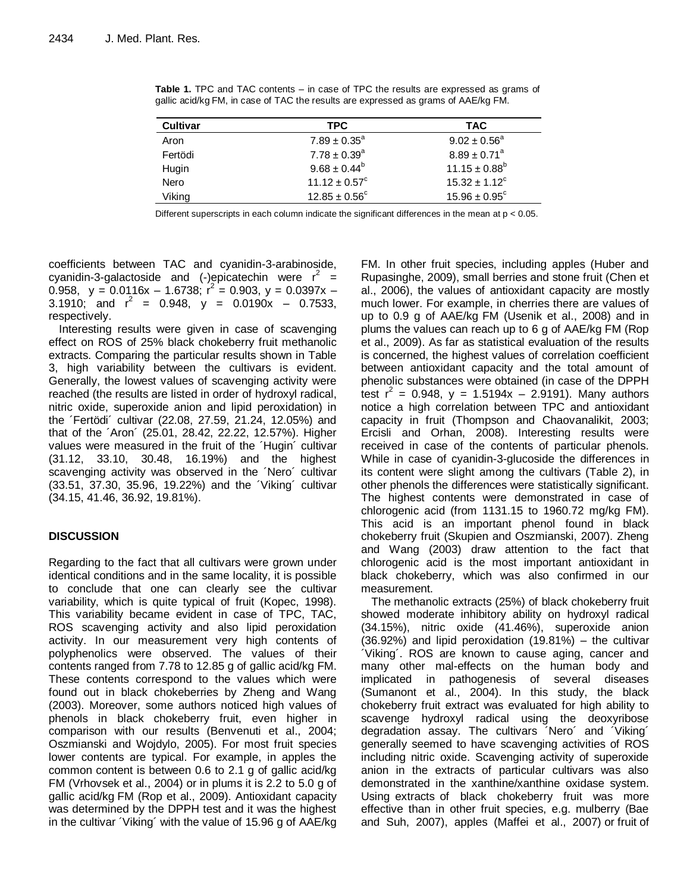**Table 1.** TPC and TAC contents – in case of TPC the results are expressed as grams of gallic acid/kg FM, in case of TAC the results are expressed as grams of AAE/kg FM.

| Cultivar | TPC | TAC |
|---|---|---|
| Aron | $7.89 \pm 0.35^{a}$ | $9.02 \pm 0.56^{a}$ |
| Fertödi | $7.78 \pm 0.39^{a}$ | $8.89 \pm 0.71^{a}$ |
| Hugin | $9.68 \pm 0.44^{b}$ | $11.15 \pm 0.88^{b}$ |
| Nero | $11.12 \pm 0.57^{c}$ | $15.32 \pm 1.12^{c}$ |
| Viking | $12.85 \pm 0.56^{c}$ | $15.96 \pm 0.95^{c}$ |

Different superscripts in each column indicate the significant differences in the mean at $p < 0.05$.

coefficients between TAC and cyanidin-3-arabinoside, cyanidin-3-galactoside and (-)epicatechin were $r^2$ = 0.958, y = 0.0116x – 1.6738; $r^2$ = 0.903, y = 0.0397x – 3.1910; and $r^2$ = 0.948, y = 0.0190x – 0.7533, respectively.

Interesting results were given in case of scavenging effect on ROS of 25% black chokeberry fruit methanolic extracts. Comparing the particular results shown in Table 3, high variability between the cultivars is evident. Generally, the lowest values of scavenging activity were reached (the results are listed in order of hydroxyl radical, nitric oxide, superoxide anion and lipid peroxidation) in the ´Fertödi´ cultivar (22.08, 27.59, 21.24, 12.05%) and that of the ´Aron´ (25.01, 28.42, 22.22, 12.57%). Higher values were measured in the fruit of the ´Hugin´ cultivar (31.12, 33.10, 30.48, 16.19%) and the highest scavenging activity was observed in the ´Nero´ cultivar (33.51, 37.30, 35.96, 19.22%) and the ´Viking´ cultivar (34.15, 41.46, 36.92, 19.81%).

## DISCUSSION

Regarding to the fact that all cultivars were grown under identical conditions and in the same locality, it is possible to conclude that one can clearly see the cultivar variability, which is quite typical of fruit (Kopec, 1998). This variability became evident in case of TPC, TAC, ROS scavenging activity and also lipid peroxidation activity. In our measurement very high contents of polyphenolics were observed. The values of their contents ranged from 7.78 to 12.85 g of gallic acid/kg FM. These contents correspond to the values which were found out in black chokeberries by Zheng and Wang (2003). Moreover, some authors noticed high values of phenols in black chokeberry fruit, even higher in comparison with our results (Benvenuti et al., 2004; Oszmianski and Wojdylo, 2005). For most fruit species lower contents are typical. For example, in apples the common content is between 0.6 to 2.1 g of gallic acid/kg FM (Vrhovsek et al., 2004) or in plums it is 2.2 to 5.0 g of gallic acid/kg FM (Rop et al., 2009). Antioxidant capacity was determined by the DPPH test and it was the highest in the cultivar ´Viking´ with the value of 15.96 g of AAE/kg FM. In other fruit species, including apples (Huber and Rupasinghe, 2009), small berries and stone fruit (Chen et al., 2006), the values of antioxidant capacity are mostly much lower. For example, in cherries there are values of up to 0.9 g of AAE/kg FM (Usenik et al., 2008) and in plums the values can reach up to 6 g of AAE/kg FM (Rop et al., 2009). As far as statistical evaluation of the results is concerned, the highest values of correlation coefficient between antioxidant capacity and the total amount of phenolic substances were obtained (in case of the DPPH test $r^2$ = 0.948, y = 1.5194x – 2.9191). Many authors notice a high correlation between TPC and antioxidant capacity in fruit (Thompson and Chaovanalikit, 2003; Ercisli and Orhan, 2008). Interesting results were received in case of the contents of particular phenols. While in case of cyanidin-3-glucoside the differences in its content were slight among the cultivars (Table 2), in other phenols the differences were statistically significant. The highest contents were demonstrated in case of chlorogenic acid (from 1131.15 to 1960.72 mg/kg FM). This acid is an important phenol found in black chokeberry fruit (Skupien and Oszmianski, 2007). Zheng and Wang (2003) draw attention to the fact that chlorogenic acid is the most important antioxidant in black chokeberry, which was also confirmed in our measurement.

The methanolic extracts (25%) of black chokeberry fruit showed moderate inhibitory ability on hydroxyl radical (34.15%), nitric oxide (41.46%), superoxide anion (36.92%) and lipid peroxidation (19.81%) – the cultivar ´Viking´. ROS are known to cause aging, cancer and many other mal-effects on the human body and implicated in pathogenesis of several diseases (Sumanont et al., 2004). In this study, the black chokeberry fruit extract was evaluated for high ability to scavenge hydroxyl radical using the deoxyribose degradation assay. The cultivars ´Nero´ and ´Viking´ generally seemed to have scavenging activities of ROS including nitric oxide. Scavenging activity of superoxide anion in the extracts of particular cultivars was also demonstrated in the xanthine/xanthine oxidase system. Using extracts of black chokeberry fruit was more effective than in other fruit species, e.g. mulberry (Bae and Suh, 2007), apples (Maffei et al., 2007) or fruit of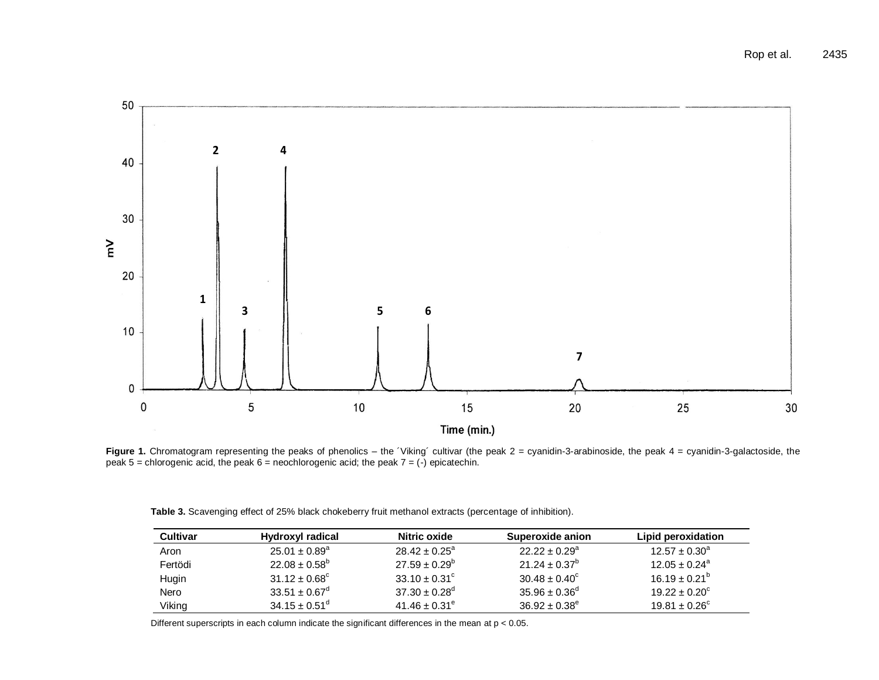Figure 1. Chromatogram representing the peaks of phenolics – the ´Viking´ cultivar (the peak 2 = cyanidin-3-arabinoside, the peak 4 = cyanidin-3-galactoside, the peak 5 = chlorogenic acid, the peak 6 = neochlorogenic acid; the peak 7 = (-) epicatechin.

**Table 3.** Scavenging effect of 25% black chokeberry fruit methanol extracts (percentage of inhibition).

| Cultivar | Hydroxyl radical | Nitric oxide | Superoxide anion | Lipid peroxidation |
|---|---|---|---|---|
| Aron | $25.01 \pm 0.89^{a}$ | $28.42 \pm 0.25^{a}$ | $22.22 \pm 0.29^{a}$ | $12.57 \pm 0.30^{a}$ |
| Fertödi | $22.08 \pm 0.58^{b}$ | $27.59 \pm 0.29^{b}$ | $21.24 \pm 0.37^{b}$ | $12.05 \pm 0.24^{a}$ |
| Hugin | $31.12 \pm 0.68^{c}$ | $33.10 \pm 0.31^{c}$ | $30.48 \pm 0.40^{c}$ | $16.19 \pm 0.21^{b}$ |
| Nero | $33.51 \pm 0.67^{d}$ | $37.30 \pm 0.28^{d}$ | $35.96 \pm 0.36^{d}$ | $19.22 \pm 0.20^{c}$ |
| Viking | $34.15 \pm 0.51^{d}$ | $41.46 \pm 0.31^{e}$ | $36.92 \pm 0.38^{e}$ | $19.81 \pm 0.26^{c}$ |

Different superscripts in each column indicate the significant differences in the mean at $p < 0.05$.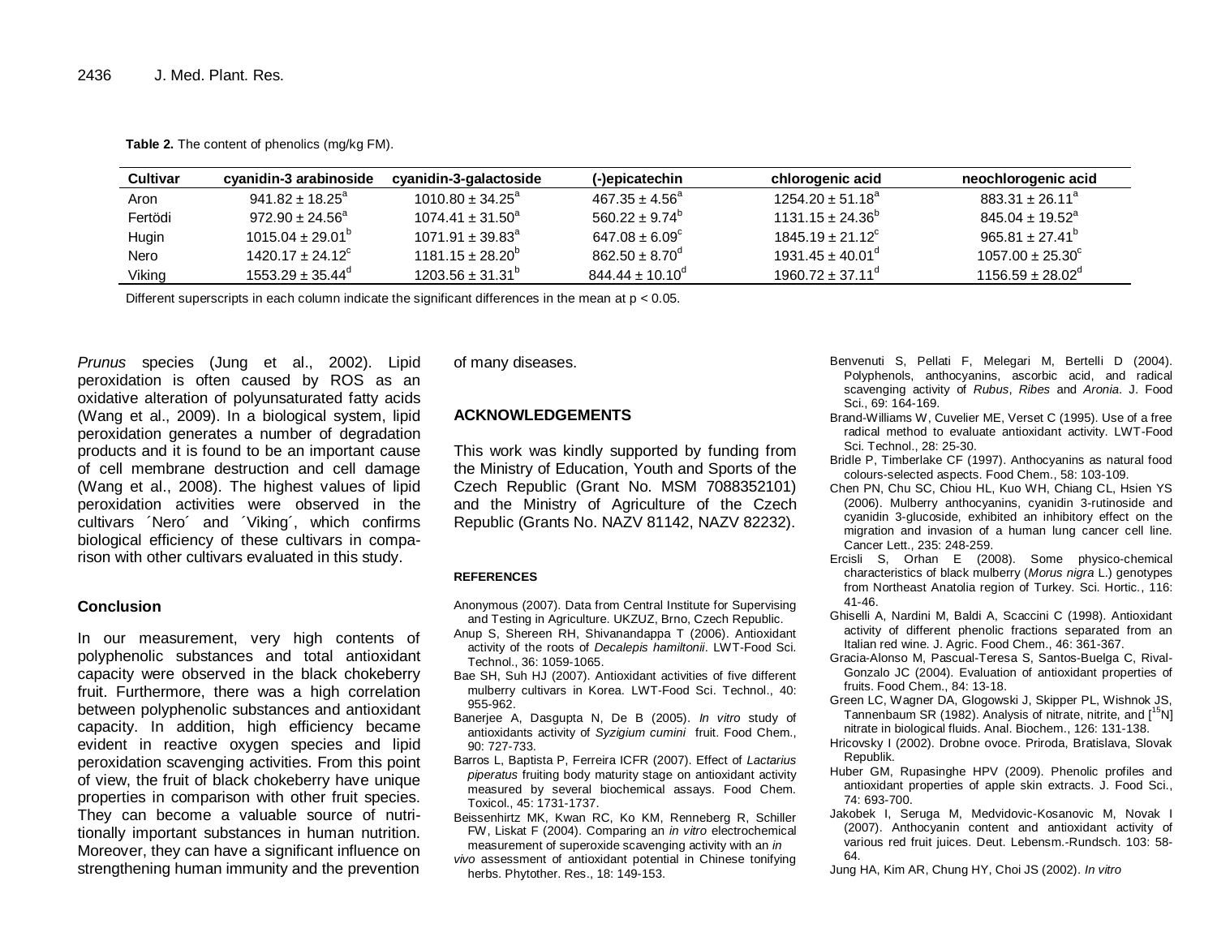**Table 2.** The content of phenolics (mg/kg FM).

| Cultivar | cyanidin-3 arabinoside | cyanidin-3-galactoside | (-)epicatechin | chlorogenic acid | neochlorogenic acid |
|---|---|---|---|---|---|
| Aron | $941.82 \pm 18.25^{a}$ | $1010.80 \pm 34.25^{a}$ | $467.35 \pm 4.56^{a}$ | $1254.20 \pm 51.18^{a}$ | $883.31 \pm 26.11^{a}$ |
| Fertödi | $972.90 \pm 24.56^{a}$ | $1074.41 \pm 31.50^{a}$ | $560.22 \pm 9.74^{b}$ | $1131.15 \pm 24.36^{b}$ | $845.04 \pm 19.52^{a}$ |
| Hugin | $1015.04 \pm 29.01^{b}$ | $1071.91 \pm 39.83^{a}$ | $647.08 \pm 6.09^{c}$ | $1845.19 \pm 21.12^{c}$ | $965.81 \pm 27.41^{b}$ |
| Nero | $1420.17 \pm 24.12^{c}$ | $1181.15 \pm 28.20^{b}$ | $862.50 \pm 8.70^{d}$ | $1931.45 \pm 40.01^{d}$ | $1057.00 \pm 25.30^{c}$ |
| Viking | $1553.29 \pm 35.44^{d}$ | $1203.56 \pm 31.31^{b}$ | $844.44 \pm 10.10^{d}$ | $1960.72 \pm 37.11^{d}$ | $1156.59 \pm 28.02^{d}$ |

Different superscripts in each column indicate the significant differences in the mean at $p < 0.05$.

*Prunus* species (Jung et al., 2002). Lipid peroxidation is often caused by ROS as an oxidative alteration of polyunsaturated fatty acids (Wang et al., 2009). In a biological system, lipid peroxidation generates a number of degradation products and it is found to be an important cause of cell membrane destruction and cell damage (Wang et al., 2008). The highest values of lipid peroxidation activities were observed in the cultivars ´Nero´ and ´Viking´, which confirms biological efficiency of these cultivars in comparison with other cultivars evaluated in this study.

## Conclusion

In our measurement, very high contents of polyphenolic substances and total antioxidant capacity were observed in the black chokeberry fruit. Furthermore, there was a high correlation between polyphenolic substances and antioxidant capacity. In addition, high efficiency became evident in reactive oxygen species and lipid peroxidation scavenging activities. From this point of view, the fruit of black chokeberry have unique properties in comparison with other fruit species. They can become a valuable source of nutritionally important substances in human nutrition. Moreover, they can have a significant influence on strengthening human immunity and the prevention of many diseases.

## ACKNOWLEDGEMENTS

This work was kindly supported by funding from the Ministry of Education, Youth and Sports of the Czech Republic (Grant No. MSM 7088352101) and the Ministry of Agriculture of the Czech Republic (Grants No. NAZV 81142, NAZV 82232).

### REFERENCES

Anonymous (2007). Data from Central Institute for Supervising and Testing in Agriculture. UKZUZ, Brno, Czech Republic.

Anup S, Shereen RH, Shivanandappa T (2006). Antioxidant activity of the roots of *Decalepis hamiltonii*. LWT-Food Sci. Technol., 36: 1059-1065.

Bae SH, Suh HJ (2007). Antioxidant activities of five different mulberry cultivars in Korea. LWT-Food Sci. Technol., 40: 955-962.

Banerjee A, Dasgupta N, De B (2005). *In vitro* study of antioxidants activity of *Syzigium cumini* fruit. Food Chem., 90: 727-733.

Barros L, Baptista P, Ferreira ICFR (2007). Effect of *Lactarius piperatus* fruiting body maturity stage on antioxidant activity measured by several biochemical assays. Food Chem. Toxicol., 45: 1731-1737.

Beissenhirtz MK, Kwan RC, Ko KM, Renneberg R, Schiller FW, Liskat F (2004). Comparing an *in vitro* electrochemical measurement of superoxide scavenging activity with an *in vivo* assessment of antioxidant potential in Chinese tonifying herbs. Phytother. Res., 18: 149-153.

Benvenuti S, Pellati F, Melegari M, Bertelli D (2004). Polyphenols, anthocyanins, ascorbic acid, and radical scavenging activity of *Rubus*, *Ribes* and *Aronia*. J. Food Sci., 69: 164-169.

Brand-Williams W, Cuvelier ME, Verset C (1995). Use of a free radical method to evaluate antioxidant activity. LWT-Food Sci. Technol., 28: 25-30.

Bridle P, Timberlake CF (1997). Anthocyanins as natural food colours-selected aspects. Food Chem., 58: 103-109.

Chen PN, Chu SC, Chiou HL, Kuo WH, Chiang CL, Hsien YS (2006). Mulberry anthocyanins, cyanidin 3-rutinoside and cyanidin 3-glucoside, exhibited an inhibitory effect on the migration and invasion of a human lung cancer cell line. Cancer Lett., 235: 248-259.

Ercisli S, Orhan E (2008). Some physico-chemical characteristics of black mulberry (*Morus nigra* L.) genotypes from Northeast Anatolia region of Turkey. Sci. Hortic., 116: 41-46.

Ghiselli A, Nardini M, Baldi A, Scaccini C (1998). Antioxidant activity of different phenolic fractions separated from an Italian red wine. J. Agric. Food Chem., 46: 361-367.

Gracia-Alonso M, Pascual-Teresa S, Santos-Buelga C, Rival-Gonzalo JC (2004). Evaluation of antioxidant properties of fruits. Food Chem., 84: 13-18.

Green LC, Wagner DA, Glogowski J, Skipper PL, Wishnok JS, Tannenbaum SR (1982). Analysis of nitrate, nitrite, and [$^{15}$N] nitrate in biological fluids. Anal. Biochem., 126: 131-138.

Hricovsky I (2002). Drobne ovoce. Priroda, Bratislava, Slovak Republik.

Huber GM, Rupasinghe HPV (2009). Phenolic profiles and antioxidant properties of apple skin extracts. J. Food Sci., 74: 693-700.

Jakobek I, Seruga M, Medvidovic-Kosanovic M, Novak I (2007). Anthocyanin content and antioxidant activity of various red fruit juices. Deut. Lebensm.-Rundsch. 103: 58-64.

Jung HA, Kim AR, Chung HY, Choi JS (2002). *In vitro*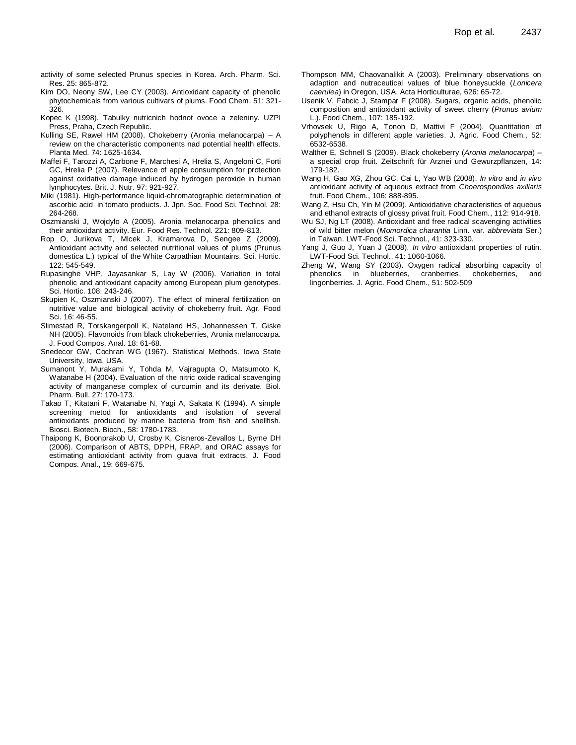activity of some selected Prunus species in Korea. Arch. Pharm. Sci. Res. 25: 865-872.

Kim DO, Neony SW, Lee CY (2003). Antioxidant capacity of phenolic phytochemicals from various cultivars of plums. Food Chem. 51: 321-326.

Kopec K (1998). Tabulky nutricnich hodnot ovoce a zeleniny. UZPI Press, Praha, Czech Republic.

Kulling SE, Rawel HM (2008). Chokeberry (Aronia melanocarpa) – A review on the characteristic components nad potential health effects. Planta Med. 74: 1625-1634.

Maffei F, Tarozzi A, Carbone F, Marchesi A, Hrelia S, Angeloni C, Forti GC, Hrelia P (2007). Relevance of apple consumption for protection against oxidative damage induced by hydrogen peroxide in human lymphocytes. Brit. J. Nutr. 97: 921-927.

Miki (1981). High-performance liquid-chromatographic determination of ascorbic acid in tomato products. J. Jpn. Soc. Food Sci. Technol. 28: 264-268.

Oszmianski J, Wojdylo A (2005). Aronia melanocarpa phenolics and their antioxidant activity. Eur. Food Res. Technol. 221: 809-813.

Rop O, Jurikova T, Mlcek J, Kramarova D, Sengee Z (2009). Antioxidant activity and selected nutritional values of plums (Prunus domestica L.) typical of the White Carpathian Mountains. Sci. Hortic. 122: 545-549.

Rupasinghe VHP, Jayasankar S, Lay W (2006). Variation in total phenolic and antioxidant capacity among European plum genotypes. Sci. Hortic. 108: 243-246.

Skupien K, Oszmianski J (2007). The effect of mineral fertilization on nutritive value and biological activity of chokeberry fruit. Agr. Food Sci. 16: 46-55.

Slimestad R, Torskangerpoll K, Nateland HS, Johannessen T, Giske NH (2005). Flavonoids from black chokeberries, Aronia melanocarpa. J. Food Compos. Anal. 18: 61-68.

Snedecor GW, Cochran WG (1967). Statistical Methods. Iowa State University, Iowa, USA.

Sumanont Y, Murakami Y, Tohda M, Vajragupta O, Matsumoto K, Watanabe H (2004). Evaluation of the nitric oxide radical scavenging activity of manganese complex of curcumin and its derivate. Biol. Pharm. Bull. 27: 170-173.

Takao T, Kitatani F, Watanabe N, Yagi A, Sakata K (1994). A simple screening metod for antioxidants and isolation of several antioxidants produced by marine bacteria from fish and shellfish. Biosci. Biotech. Bioch., 58: 1780-1783.

Thaipong K, Boonprakob U, Crosby K, Cisneros-Zevallos L, Byrne DH (2006). Comparison of ABTS, DPPH, FRAP, and ORAC assays for estimating antioxidant activity from guava fruit extracts. J. Food Compos. Anal., 19: 669-675.

Thompson MM, Chaovanalikit A (2003). Preliminary observations on adaption and nutraceutical values of blue honeysuckle (*Lonicera caerulea*) in Oregon, USA. Acta Horticulturae, 626: 65-72.

Usenik V, Fabcic J, Stampar F (2008). Sugars, organic acids, phenolic composition and antioxidant activity of sweet cherry (*Prunus avium* L.). Food Chem., 107: 185-192.

Vrhovsek U, Rigo A, Tonon D, Mattivi F (2004). Quantitation of polyphenols in different apple varieties. J. Agric. Food Chem., 52: 6532-6538.

Walther E, Schnell S (2009). Black chokeberry (*Aronia melanocarpa*) – a special crop fruit. Zeitschrift für Arznei und Gewurzpflanzen, 14: 179-182.

Wang H, Gao XG, Zhou GC, Cai L, Yao WB (2008). *In vitro* and *in vivo* antioxidant activity of aqueous extract from *Choerospondias axillaris* fruit. Food Chem., 106: 888-895.

Wang Z, Hsu Ch, Yin M (2009). Antioxidative characteristics of aqueous and ethanol extracts of glossy privat fruit. Food Chem., 112: 914-918.

Wu SJ, Ng LT (2008). Antioxidant and free radical scavenging activities of wild bitter melon (*Momordica charantia* Linn. var. *abbreviata* Ser.) in Taiwan. LWT-Food Sci. Technol., 41: 323-330.

Yang J, Guo J, Yuan J (2008). *In vitro* antioxidant properties of rutin. LWT-Food Sci. Technol., 41: 1060-1066.

Zheng W, Wang SY (2003). Oxygen radical absorbing capacity of phenolics in blueberries, cranberries, chokeberries, and lingonberries. J. Agric. Food Chem., 51: 502-509